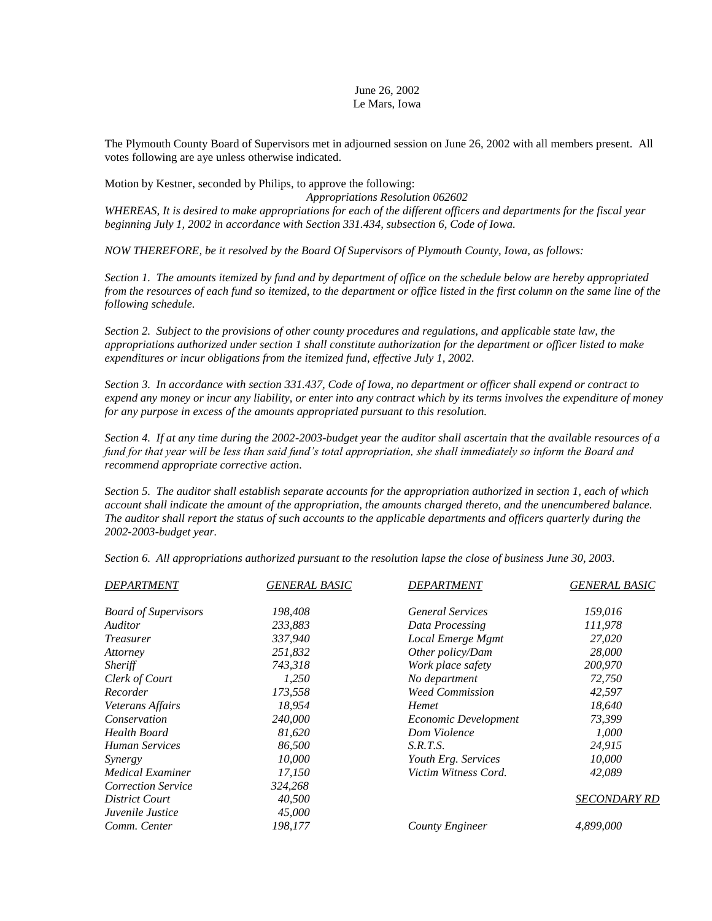June 26, 2002
Le Mars, Iowa

The Plymouth County Board of Supervisors met in adjourned session on June 26, 2002 with all members present. All votes following are aye unless otherwise indicated.

Motion by Kestner, seconded by Philips, to approve the following:

*Appropriations Resolution 062602*

*WHEREAS, It is desired to make appropriations for each of the different officers and departments for the fiscal year beginning July 1, 2002 in accordance with Section 331.434, subsection 6, Code of Iowa.*

*NOW THEREFORE, be it resolved by the Board Of Supervisors of Plymouth County, Iowa, as follows:*

*Section 1. The amounts itemized by fund and by department of office on the schedule below are hereby appropriated from the resources of each fund so itemized, to the department or office listed in the first column on the same line of the following schedule.*

*Section 2. Subject to the provisions of other county procedures and regulations, and applicable state law, the appropriations authorized under section 1 shall constitute authorization for the department or officer listed to make expenditures or incur obligations from the itemized fund, effective July 1, 2002.*

*Section 3. In accordance with section 331.437, Code of Iowa, no department or officer shall expend or contract to expend any money or incur any liability, or enter into any contract which by its terms involves the expenditure of money for any purpose in excess of the amounts appropriated pursuant to this resolution.*

*Section 4. If at any time during the 2002-2003-budget year the auditor shall ascertain that the available resources of a fund for that year will be less than said fund's total appropriation, she shall immediately so inform the Board and recommend appropriate corrective action.*

*Section 5. The auditor shall establish separate accounts for the appropriation authorized in section 1, each of which account shall indicate the amount of the appropriation, the amounts charged thereto, and the unencumbered balance. The auditor shall report the status of such accounts to the applicable departments and officers quarterly during the 2002-2003-budget year.*

*Section 6. All appropriations authorized pursuant to the resolution lapse the close of business June 30, 2003.*

| *DEPARTMENT* | *GENERAL BASIC* | *DEPARTMENT* | *GENERAL BASIC* |
|---|---|---|---|
| *Board of Supervisors* | *198,408* | *General Services* | *159,016* |
| *Auditor* | *233,883* | *Data Processing* | *111,978* |
| *Treasurer* | *337,940* | *Local Emerge Mgmt* | *27,020* |
| *Attorney* | *251,832* | *Other policy/Dam* | *28,000* |
| *Sheriff* | *743,318* | *Work place safety* | *200,970* |
| *Clerk of Court* | *1,250* | *No department* | *72,750* |
| *Recorder* | *173,558* | *Weed Commission* | *42,597* |
| *Veterans Affairs* | *18,954* | *Hemet* | *18,640* |
| *Conservation* | *240,000* | *Economic Development* | *73,399* |
| *Health Board* | *81,620* | *Dom Violence* | *1,000* |
| *Human Services* | *86,500* | *S.R.T.S.* | *24,915* |
| *Synergy* | *10,000* | *Youth Erg. Services* | *10,000* |
| *Medical Examiner* | *17,150* | *Victim Witness Cord.* | *42,089* |
| *Correction Service* | *324,268* | | |
| *District Court* | *40,500* | | *SECONDARY RD* |
| *Juvenile Justice* | *45,000* | | |
| *Comm. Center* | *198,177* | *County Engineer* | *4,899,000* |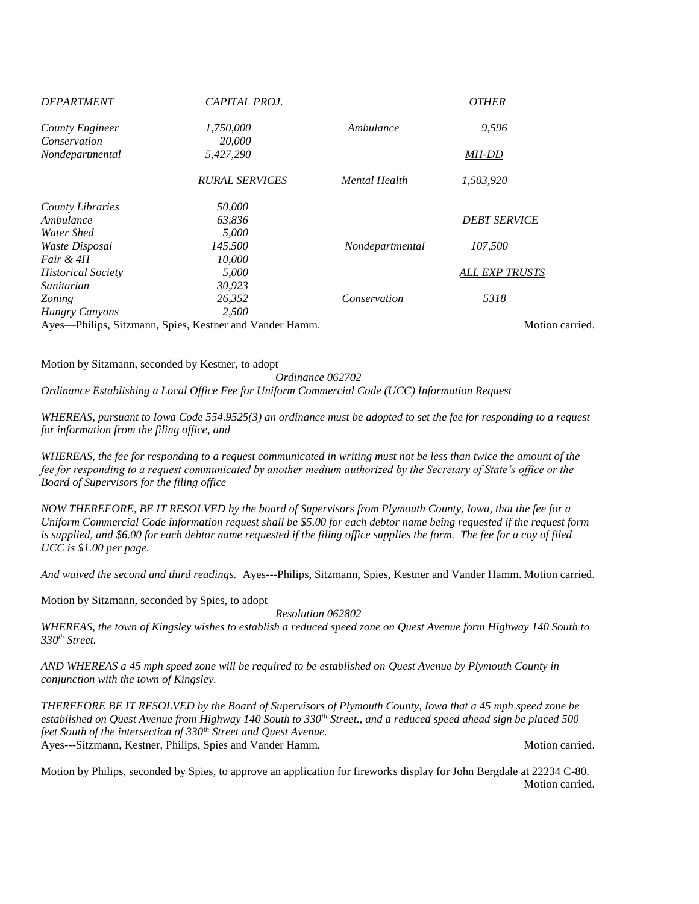| *DEPARTMENT* | *CAPITAL PROJ.* | | *OTHER* |
|---|---|---|---|
| *County Engineer* | *1,750,000* | *Ambulance* | *9,596* |
| *Conservation* | *20,000* | | |
| *Nondepartmental* | *5,427,290* | | *MH-DD* |
| | *RURAL SERVICES* | *Mental Health* | *1,503,920* |
| *County Libraries* | *50,000* | | |
| *Ambulance* | *63,836* | | *DEBT SERVICE* |
| *Water Shed* | *5,000* | | |
| *Waste Disposal* | *145,500* | *Nondepartmental* | *107,500* |
| *Fair & 4H* | *10,000* | | |
| *Historical Society* | *5,000* | | *ALL EXP TRUSTS* |
| *Sanitarian* | *30,923* | | |
| *Zoning* | *26,352* | *Conservation* | *5318* |
| *Hungry Canyons* | *2,500* | | |

Ayes—Philips, Sitzmann, Spies, Kestner and Vander Hamm. Motion carried.

Motion by Sitzmann, seconded by Kestner, to adopt

*Ordinance 062702*

*Ordinance Establishing a Local Office Fee for Uniform Commercial Code (UCC) Information Request*

*WHEREAS, pursuant to Iowa Code 554.9525(3) an ordinance must be adopted to set the fee for responding to a request for information from the filing office, and*

*WHEREAS, the fee for responding to a request communicated in writing must not be less than twice the amount of the fee for responding to a request communicated by another medium authorized by the Secretary of State's office or the Board of Supervisors for the filing office*

*NOW THEREFORE, BE IT RESOLVED by the board of Supervisors from Plymouth County, Iowa, that the fee for a Uniform Commercial Code information request shall be $5.00 for each debtor name being requested if the request form is supplied, and $6.00 for each debtor name requested if the filing office supplies the form. The fee for a coy of filed UCC is $1.00 per page.*

*And waived the second and third readings.* Ayes---Philips, Sitzmann, Spies, Kestner and Vander Hamm. Motion carried.

Motion by Sitzmann, seconded by Spies, to adopt

*Resolution 062802*

*WHEREAS, the town of Kingsley wishes to establish a reduced speed zone on Quest Avenue form Highway 140 South to 330th Street.*

*AND WHEREAS a 45 mph speed zone will be required to be established on Quest Avenue by Plymouth County in conjunction with the town of Kingsley.*

*THEREFORE BE IT RESOLVED by the Board of Supervisors of Plymouth County, Iowa that a 45 mph speed zone be established on Quest Avenue from Highway 140 South to 330th Street., and a reduced speed ahead sign be placed 500 feet South of the intersection of 330th Street and Quest Avenue.*

Ayes---Sitzmann, Kestner, Philips, Spies and Vander Hamm. Motion carried.

Motion by Philips, seconded by Spies, to approve an application for fireworks display for John Bergdale at 22234 C-80. Motion carried.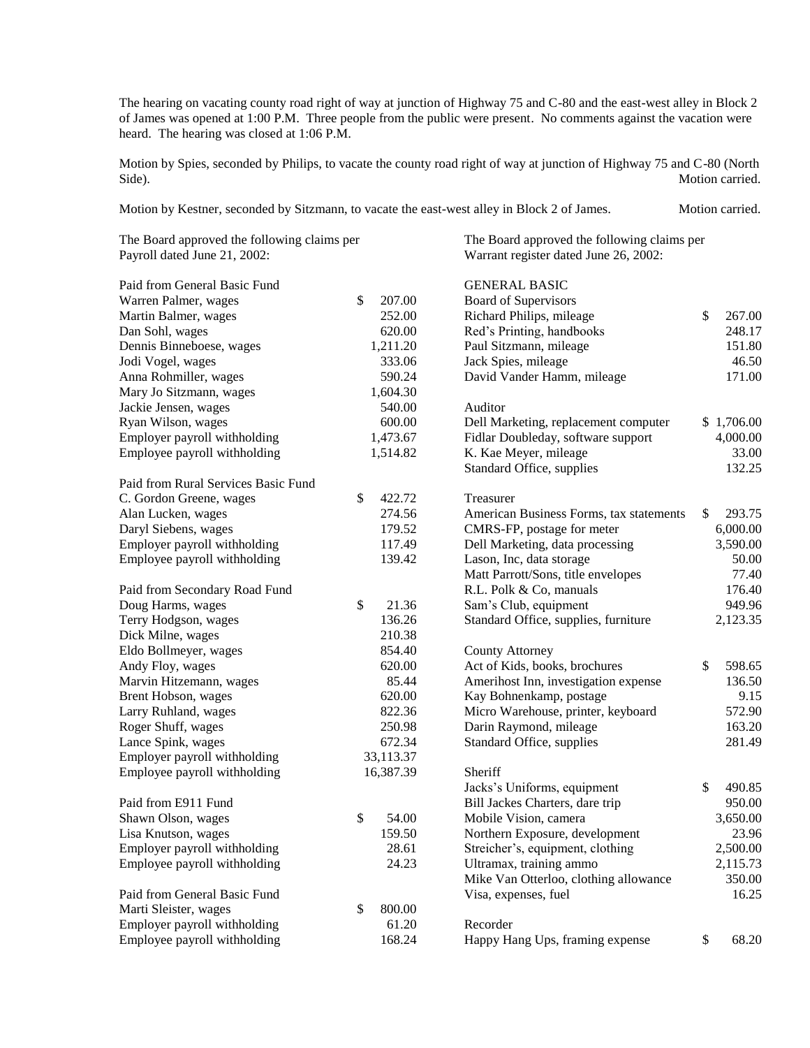The hearing on vacating county road right of way at junction of Highway 75 and C-80 and the east-west alley in Block 2 of James was opened at 1:00 P.M. Three people from the public were present. No comments against the vacation were heard. The hearing was closed at 1:06 P.M.

Motion by Spies, seconded by Philips, to vacate the county road right of way at junction of Highway 75 and C-80 (North Side). Motion carried.

Motion by Kestner, seconded by Sitzmann, to vacate the east-west alley in Block 2 of James. Motion carried.

The Board approved the following claims per Payroll dated June 21, 2002:

| | |
|---|---|
| **Paid from General Basic Fund** | |
| Warren Palmer, wages | $ 207.00 |
| Martin Balmer, wages | 252.00 |
| Dan Sohl, wages | 620.00 |
| Dennis Binneboese, wages | 1,211.20 |
| Jodi Vogel, wages | 333.06 |
| Anna Rohmiller, wages | 590.24 |
| Mary Jo Sitzmann, wages | 1,604.30 |
| Jackie Jensen, wages | 540.00 |
| Ryan Wilson, wages | 600.00 |
| Employer payroll withholding | 1,473.67 |
| Employee payroll withholding | 1,514.82 |
| **Paid from Rural Services Basic Fund** | |
| C. Gordon Greene, wages | $ 422.72 |
| Alan Lucken, wages | 274.56 |
| Daryl Siebens, wages | 179.52 |
| Employer payroll withholding | 117.49 |
| Employee payroll withholding | 139.42 |
| **Paid from Secondary Road Fund** | |
| Doug Harms, wages | $ 21.36 |
| Terry Hodgson, wages | 136.26 |
| Dick Milne, wages | 210.38 |
| Eldo Bollmeyer, wages | 854.40 |
| Andy Floy, wages | 620.00 |
| Marvin Hitzemann, wages | 85.44 |
| Brent Hobson, wages | 620.00 |
| Larry Ruhland, wages | 822.36 |
| Roger Shuff, wages | 250.98 |
| Lance Spink, wages | 672.34 |
| Employer payroll withholding | 33,113.37 |
| Employee payroll withholding | 16,387.39 |
| **Paid from E911 Fund** | |
| Shawn Olson, wages | $ 54.00 |
| Lisa Knutson, wages | 159.50 |
| Employer payroll withholding | 28.61 |
| Employee payroll withholding | 24.23 |
| **Paid from General Basic Fund** | |
| Marti Sleister, wages | $ 800.00 |
| Employer payroll withholding | 61.20 |
| Employee payroll withholding | 168.24 |

The Board approved the following claims per Warrant register dated June 26, 2002:

| | |
|---|---|
| **GENERAL BASIC** | |
| **Board of Supervisors** | |
| Richard Philips, mileage | $ 267.00 |
| Red's Printing, handbooks | 248.17 |
| Paul Sitzmann, mileage | 151.80 |
| Jack Spies, mileage | 46.50 |
| David Vander Hamm, mileage | 171.00 |
| **Auditor** | |
| Dell Marketing, replacement computer | $ 1,706.00 |
| Fidlar Doubleday, software support | 4,000.00 |
| K. Kae Meyer, mileage | 33.00 |
| Standard Office, supplies | 132.25 |
| **Treasurer** | |
| American Business Forms, tax statements | $ 293.75 |
| CMRS-FP, postage for meter | 6,000.00 |
| Dell Marketing, data processing | 3,590.00 |
| Lason, Inc, data storage | 50.00 |
| Matt Parrott/Sons, title envelopes | 77.40 |
| R.L. Polk & Co, manuals | 176.40 |
| Sam's Club, equipment | 949.96 |
| Standard Office, supplies, furniture | 2,123.35 |
| **County Attorney** | |
| Act of Kids, books, brochures | $ 598.65 |
| Amerihost Inn, investigation expense | 136.50 |
| Kay Bohnenkamp, postage | 9.15 |
| Micro Warehouse, printer, keyboard | 572.90 |
| Darin Raymond, mileage | 163.20 |
| Standard Office, supplies | 281.49 |
| **Sheriff** | |
| Jacks's Uniforms, equipment | $ 490.85 |
| Bill Jackes Charters, dare trip | 950.00 |
| Mobile Vision, camera | 3,650.00 |
| Northern Exposure, development | 23.96 |
| Streicher's, equipment, clothing | 2,500.00 |
| Ultramax, training ammo | 2,115.73 |
| Mike Van Otterloo, clothing allowance | 350.00 |
| Visa, expenses, fuel | 16.25 |
| **Recorder** | |
| Happy Hang Ups, framing expense | $ 68.20 |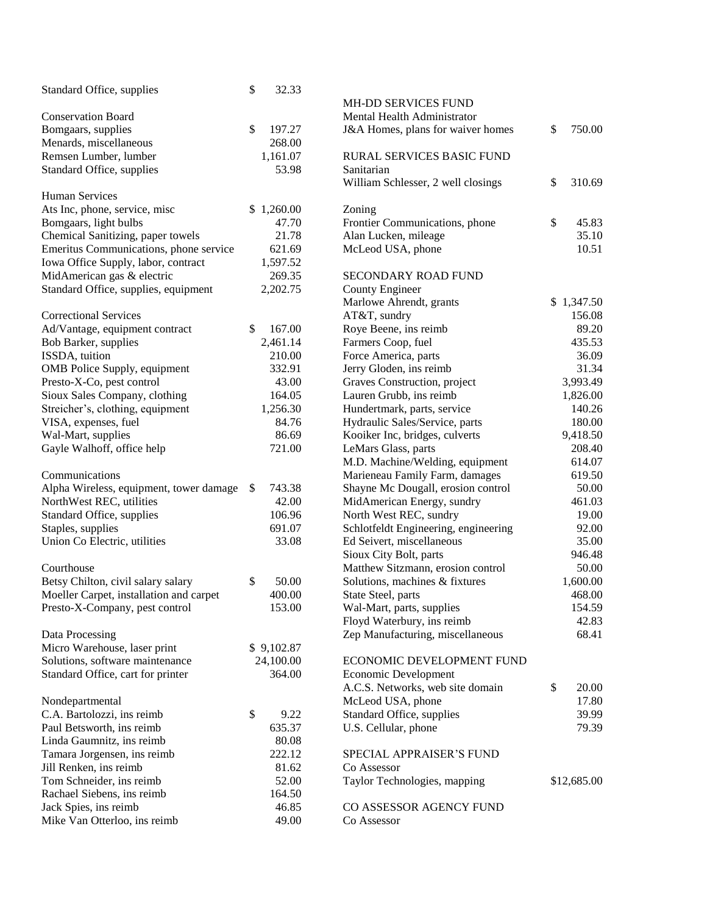| | |
|---|---|
| Standard Office, supplies | $ 32.33 |
| | |
| **Conservation Board** | |
| Bomgaars, supplies | $ 197.27 |
| Menards, miscellaneous | 268.00 |
| Remsen Lumber, lumber | 1,161.07 |
| Standard Office, supplies | 53.98 |
| | |
| **Human Services** | |
| Ats Inc, phone, service, misc | $ 1,260.00 |
| Bomgaars, light bulbs | 47.70 |
| Chemical Sanitizing, paper towels | 21.78 |
| Emeritus Communications, phone service | 621.69 |
| Iowa Office Supply, labor, contract | 1,597.52 |
| MidAmerican gas & electric | 269.35 |
| Standard Office, supplies, equipment | 2,202.75 |
| | |
| **Correctional Services** | |
| Ad/Vantage, equipment contract | $ 167.00 |
| Bob Barker, supplies | 2,461.14 |
| ISSDA, tuition | 210.00 |
| OMB Police Supply, equipment | 332.91 |
| Presto-X-Co, pest control | 43.00 |
| Sioux Sales Company, clothing | 164.05 |
| Streicher's, clothing, equipment | 1,256.30 |
| VISA, expenses, fuel | 84.76 |
| Wal-Mart, supplies | 86.69 |
| Gayle Walhoff, office help | 721.00 |
| | |
| **Communications** | |
| Alpha Wireless, equipment, tower damage | $ 743.38 |
| NorthWest REC, utilities | 42.00 |
| Standard Office, supplies | 106.96 |
| Staples, supplies | 691.07 |
| Union Co Electric, utilities | 33.08 |
| | |
| **Courthouse** | |
| Betsy Chilton, civil salary salary | $ 50.00 |
| Moeller Carpet, installation and carpet | 400.00 |
| Presto-X-Company, pest control | 153.00 |
| | |
| **Data Processing** | |
| Micro Warehouse, laser print | $ 9,102.87 |
| Solutions, software maintenance | 24,100.00 |
| Standard Office, cart for printer | 364.00 |
| | |
| **Nondepartmental** | |
| C.A. Bartolozzi, ins reimb | $ 9.22 |
| Paul Betsworth, ins reimb | 635.37 |
| Linda Gaumnitz, ins reimb | 80.08 |
| Tamara Jorgensen, ins reimb | 222.12 |
| Jill Renken, ins reimb | 81.62 |
| Tom Schneider, ins reimb | 52.00 |
| Rachael Siebens, ins reimb | 164.50 |
| Jack Spies, ins reimb | 46.85 |
| Mike Van Otterloo, ins reimb | 49.00 |

| | |
|---|---|
| **MH-DD SERVICES FUND** | |
| Mental Health Administrator | |
| J&A Homes, plans for waiver homes | $ 750.00 |
| | |
| **RURAL SERVICES BASIC FUND** | |
| Sanitarian | |
| William Schlesser, 2 well closings | $ 310.69 |
| | |
| Zoning | |
| Frontier Communications, phone | $ 45.83 |
| Alan Lucken, mileage | 35.10 |
| McLeod USA, phone | 10.51 |
| | |
| **SECONDARY ROAD FUND** | |
| County Engineer | |
| Marlowe Ahrendt, grants | $ 1,347.50 |
| AT&T, sundry | 156.08 |
| Roye Beene, ins reimb | 89.20 |
| Farmers Coop, fuel | 435.53 |
| Force America, parts | 36.09 |
| Jerry Gloden, ins reimb | 31.34 |
| Graves Construction, project | 3,993.49 |
| Lauren Grubb, ins reimb | 1,826.00 |
| Hundertmark, parts, service | 140.26 |
| Hydraulic Sales/Service, parts | 180.00 |
| Kooiker Inc, bridges, culverts | 9,418.50 |
| LeMars Glass, parts | 208.40 |
| M.D. Machine/Welding, equipment | 614.07 |
| Marieneau Family Farm, damages | 619.50 |
| Shayne Mc Dougall, erosion control | 50.00 |
| MidAmerican Energy, sundry | 461.03 |
| North West REC, sundry | 19.00 |
| Schlotfeldt Engineering, engineering | 92.00 |
| Ed Seivert, miscellaneous | 35.00 |
| Sioux City Bolt, parts | 946.48 |
| Matthew Sitzmann, erosion control | 50.00 |
| Solutions, machines & fixtures | 1,600.00 |
| State Steel, parts | 468.00 |
| Wal-Mart, parts, supplies | 154.59 |
| Floyd Waterbury, ins reimb | 42.83 |
| Zep Manufacturing, miscellaneous | 68.41 |
| | |
| **ECONOMIC DEVELOPMENT FUND** | |
| Economic Development | |
| A.C.S. Networks, web site domain | $ 20.00 |
| McLeod USA, phone | 17.80 |
| Standard Office, supplies | 39.99 |
| U.S. Cellular, phone | 79.39 |
| | |
| **SPECIAL APPRAISER'S FUND** | |
| Co Assessor | |
| Taylor Technologies, mapping | $12,685.00 |
| | |
| **CO ASSESSOR AGENCY FUND** | |
| Co Assessor | |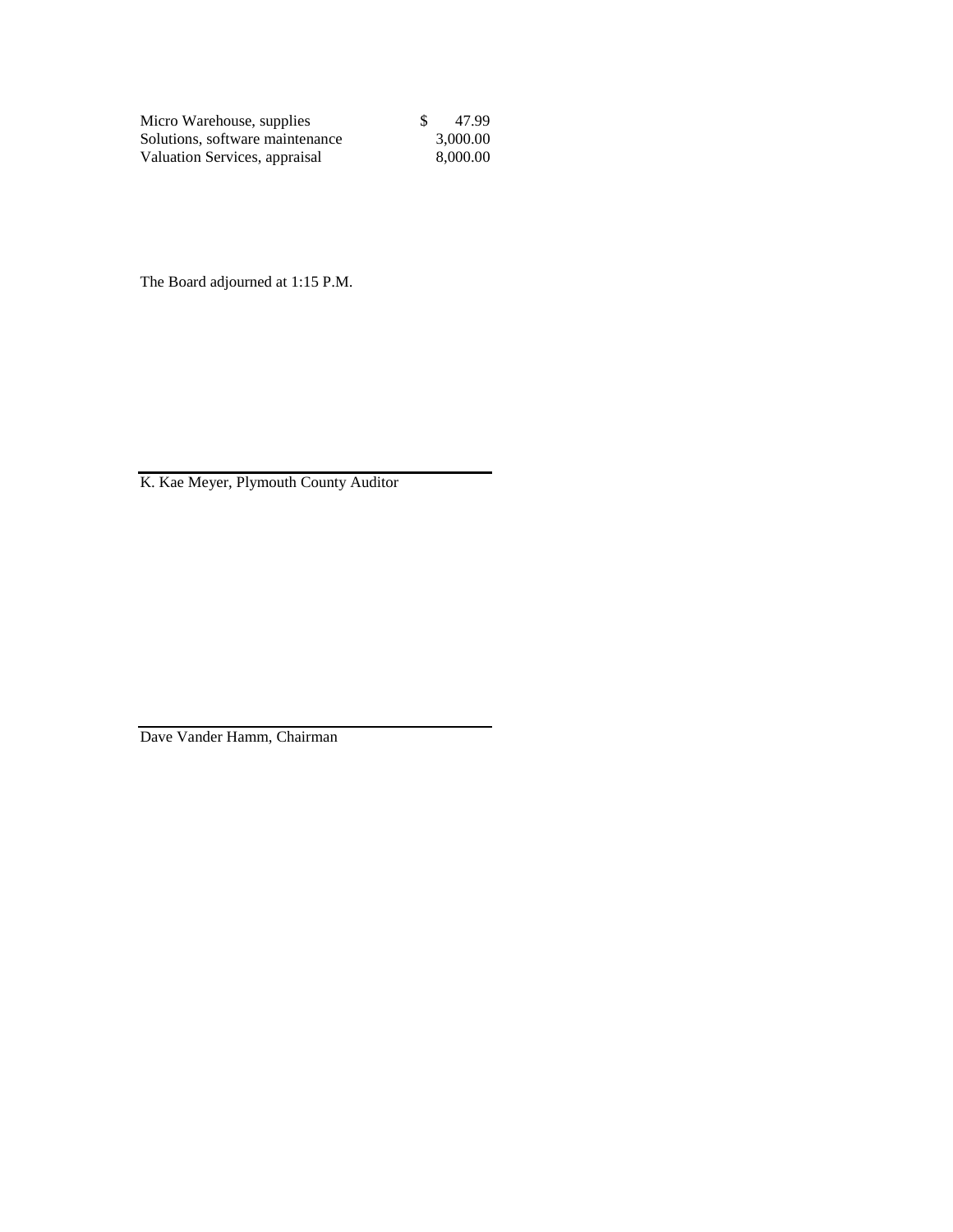| | |
|---|---|
| Micro Warehouse, supplies | $ 47.99 |
| Solutions, software maintenance | 3,000.00 |
| Valuation Services, appraisal | 8,000.00 |

The Board adjourned at 1:15 P.M.

\_\_\_\_\_\_\_\_\_\_\_\_\_\_\_\_\_\_\_\_\_\_\_\_\_\_\_\_\_\_\_\_\_\_\_\_\_\_\_\_

K. Kae Meyer, Plymouth County Auditor

\_\_\_\_\_\_\_\_\_\_\_\_\_\_\_\_\_\_\_\_\_\_\_\_\_\_\_\_\_\_\_\_\_\_\_\_\_\_\_\_

Dave Vander Hamm, Chairman